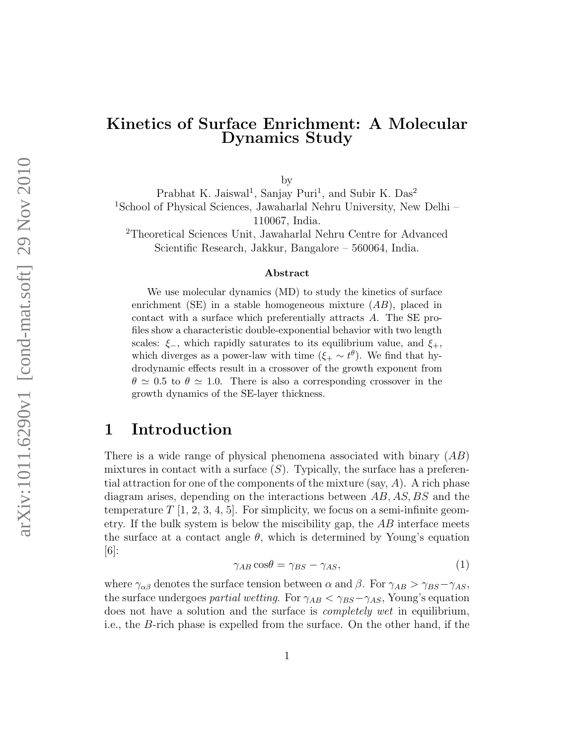# Kinetics of Surface Enrichment: A Molecular Dynamics Study

by

Prabhat K. Jaiswal[1], Sanjay Puri[1], and Subir K. Das[2]

[1]School of Physical Sciences, Jawaharlal Nehru University, New Delhi – 110067, India.

[2]Theoretical Sciences Unit, Jawaharlal Nehru Centre for Advanced Scientific Research, Jakkur, Bangalore – 560064, India.

### Abstract

We use molecular dynamics (MD) to study the kinetics of surface enrichment (SE) in a stable homogeneous mixture ($AB$), placed in contact with a surface which preferentially attracts $A$. The SE profiles show a characteristic double-exponential behavior with two length scales: $\xi_-$, which rapidly saturates to its equilibrium value, and $\xi_+$, which diverges as a power-law with time ($\xi_+ \sim t^\theta$). We find that hydrodynamic effects result in a crossover of the growth exponent from $\theta \simeq 0.5$ to $\theta \simeq 1.0$. There is also a corresponding crossover in the growth dynamics of the SE-layer thickness.

## 1 Introduction

There is a wide range of physical phenomena associated with binary ($AB$) mixtures in contact with a surface ($S$). Typically, the surface has a preferential attraction for one of the components of the mixture (say, $A$). A rich phase diagram arises, depending on the interactions between $AB, AS, BS$ and the temperature $T$ [1, 2, 3, 4, 5]. For simplicity, we focus on a semi-infinite geometry. If the bulk system is below the miscibility gap, the $AB$ interface meets the surface at a contact angle $\theta$, which is determined by Young's equation [6]:

$$\gamma_{AB} \cos\theta = \gamma_{BS} - \gamma_{AS}, \tag{1}$$

where $\gamma_{\alpha\beta}$ denotes the surface tension between $\alpha$ and $\beta$. For $\gamma_{AB} > \gamma_{BS} - \gamma_{AS}$, the surface undergoes *partial wetting*. For $\gamma_{AB} < \gamma_{BS} - \gamma_{AS}$, Young's equation does not have a solution and the surface is *completely wet* in equilibrium, i.e., the $B$-rich phase is expelled from the surface. On the other hand, if the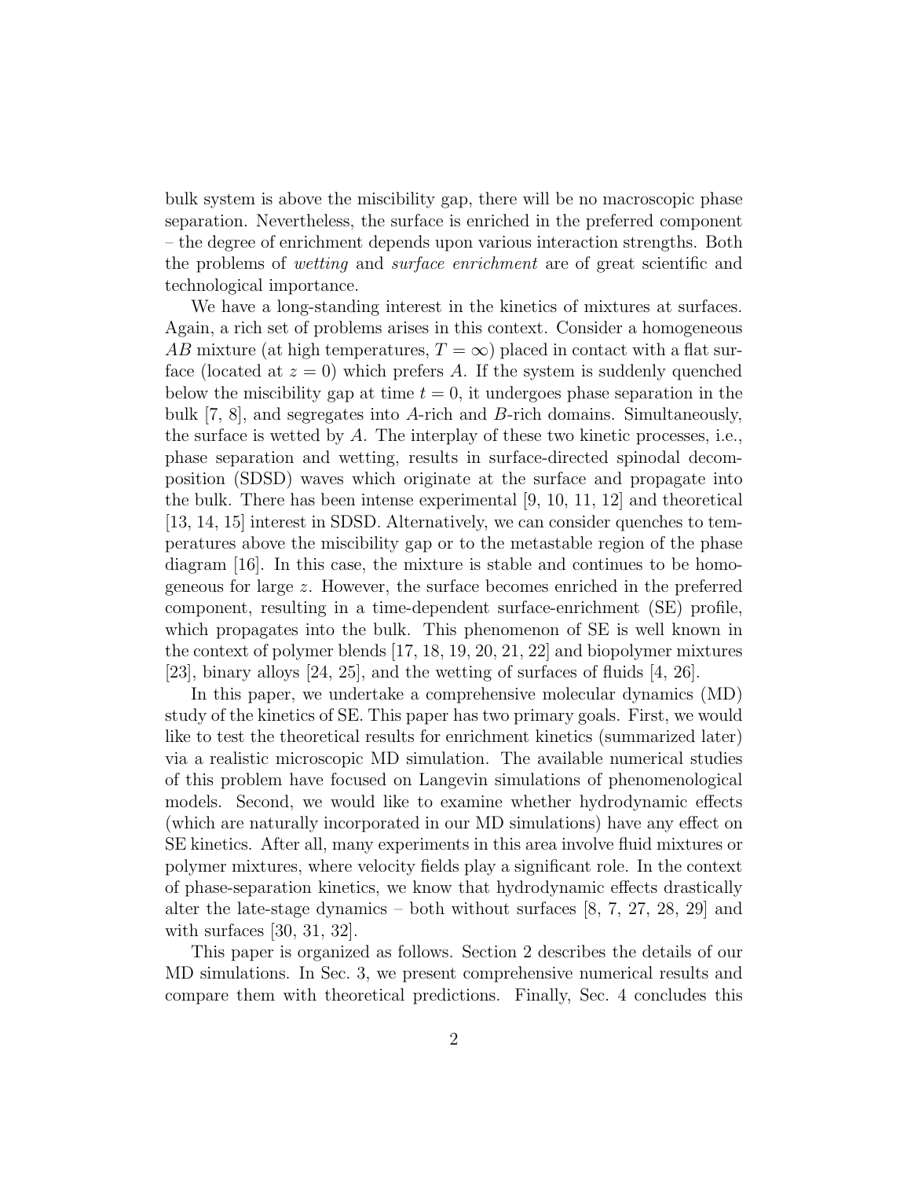bulk system is above the miscibility gap, there will be no macroscopic phase separation. Nevertheless, the surface is enriched in the preferred component – the degree of enrichment depends upon various interaction strengths. Both the problems of *wetting* and *surface enrichment* are of great scientific and technological importance.

We have a long-standing interest in the kinetics of mixtures at surfaces. Again, a rich set of problems arises in this context. Consider a homogeneous $AB$ mixture (at high temperatures, $T = \infty$) placed in contact with a flat surface (located at $z = 0$) which prefers $A$. If the system is suddenly quenched below the miscibility gap at time $t = 0$, it undergoes phase separation in the bulk [7, 8], and segregates into $A$-rich and $B$-rich domains. Simultaneously, the surface is wetted by $A$. The interplay of these two kinetic processes, i.e., phase separation and wetting, results in surface-directed spinodal decomposition (SDSD) waves which originate at the surface and propagate into the bulk. There has been intense experimental [9, 10, 11, 12] and theoretical [13, 14, 15] interest in SDSD. Alternatively, we can consider quenches to temperatures above the miscibility gap or to the metastable region of the phase diagram [16]. In this case, the mixture is stable and continues to be homogeneous for large $z$. However, the surface becomes enriched in the preferred component, resulting in a time-dependent surface-enrichment (SE) profile, which propagates into the bulk. This phenomenon of SE is well known in the context of polymer blends [17, 18, 19, 20, 21, 22] and biopolymer mixtures [23], binary alloys [24, 25], and the wetting of surfaces of fluids [4, 26].

In this paper, we undertake a comprehensive molecular dynamics (MD) study of the kinetics of SE. This paper has two primary goals. First, we would like to test the theoretical results for enrichment kinetics (summarized later) via a realistic microscopic MD simulation. The available numerical studies of this problem have focused on Langevin simulations of phenomenological models. Second, we would like to examine whether hydrodynamic effects (which are naturally incorporated in our MD simulations) have any effect on SE kinetics. After all, many experiments in this area involve fluid mixtures or polymer mixtures, where velocity fields play a significant role. In the context of phase-separation kinetics, we know that hydrodynamic effects drastically alter the late-stage dynamics – both without surfaces [8, 7, 27, 28, 29] and with surfaces [30, 31, 32].

This paper is organized as follows. Section 2 describes the details of our MD simulations. In Sec. 3, we present comprehensive numerical results and compare them with theoretical predictions. Finally, Sec. 4 concludes this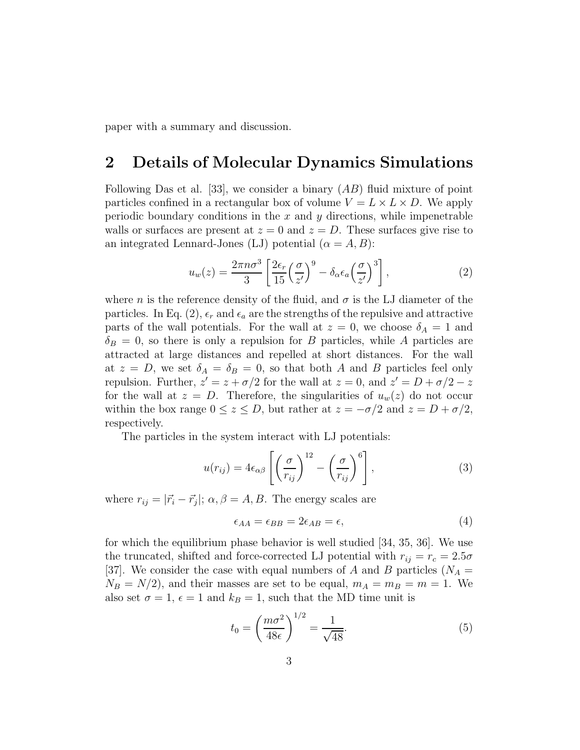paper with a summary and discussion.

## 2 Details of Molecular Dynamics Simulations

Following Das et al. [33], we consider a binary ($AB$) fluid mixture of point particles confined in a rectangular box of volume $V = L \times L \times D$. We apply periodic boundary conditions in the $x$ and $y$ directions, while impenetrable walls or surfaces are present at $z = 0$ and $z = D$. These surfaces give rise to an integrated Lennard-Jones (LJ) potential ($\alpha = A, B$):

$$u_w(z) = \frac{2\pi n \sigma^3}{3} \left[ \frac{2\epsilon_r}{15} \left( \frac{\sigma}{z'} \right)^9 - \delta_\alpha \epsilon_a \left( \frac{\sigma}{z'} \right)^3 \right], \tag{2}$$

where $n$ is the reference density of the fluid, and $\sigma$ is the LJ diameter of the particles. In Eq. (2), $\epsilon_r$ and $\epsilon_a$ are the strengths of the repulsive and attractive parts of the wall potentials. For the wall at $z = 0$, we choose $\delta_A = 1$ and $\delta_B = 0$, so there is only a repulsion for $B$ particles, while $A$ particles are attracted at large distances and repelled at short distances. For the wall at $z = D$, we set $\delta_A = \delta_B = 0$, so that both $A$ and $B$ particles feel only repulsion. Further, $z' = z + \sigma/2$ for the wall at $z = 0$, and $z' = D + \sigma/2 - z$ for the wall at $z = D$. Therefore, the singularities of $u_w(z)$ do not occur within the box range $0 \leq z \leq D$, but rather at $z = -\sigma/2$ and $z = D + \sigma/2$, respectively.

The particles in the system interact with LJ potentials:

$$u(r_{ij}) = 4\epsilon_{\alpha\beta} \left[ \left( \frac{\sigma}{r_{ij}} \right)^{12} - \left( \frac{\sigma}{r_{ij}} \right)^6 \right], \tag{3}$$

where $r_{ij} = |\vec{r}_i - \vec{r}_j|$; $\alpha, \beta = A, B$. The energy scales are

$$\epsilon_{AA} = \epsilon_{BB} = 2\epsilon_{AB} = \epsilon, \tag{4}$$

for which the equilibrium phase behavior is well studied [34, 35, 36]. We use the truncated, shifted and force-corrected LJ potential with $r_{ij} = r_c = 2.5\sigma$ [37]. We consider the case with equal numbers of $A$ and $B$ particles ($N_A = N_B = N/2$), and their masses are set to be equal, $m_A = m_B = m = 1$. We also set $\sigma = 1$, $\epsilon = 1$ and $k_B = 1$, such that the MD time unit is

$$t_0 = \left( \frac{m\sigma^2}{48\epsilon} \right)^{1/2} = \frac{1}{\sqrt{48}}. \tag{5}$$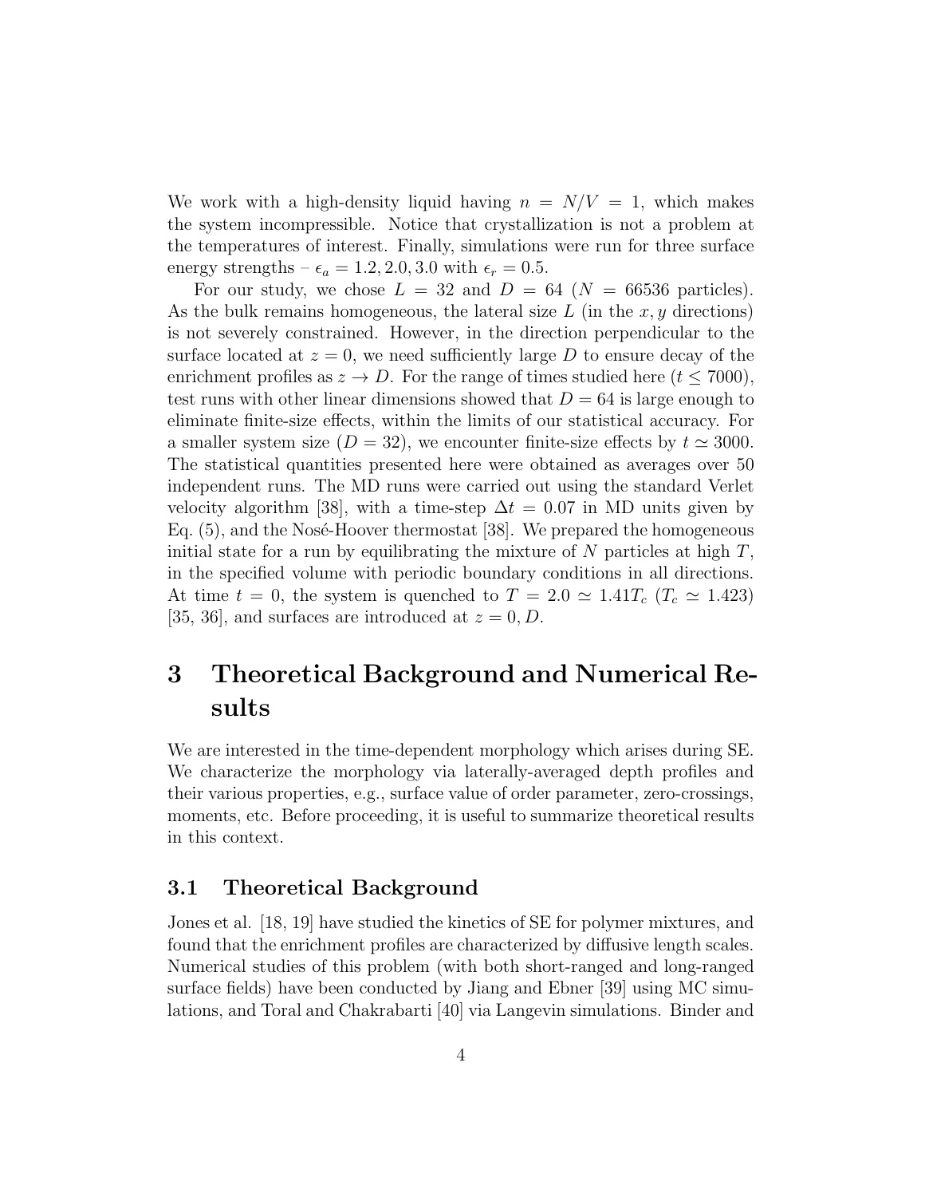We work with a high-density liquid having $n = N/V = 1$, which makes the system incompressible. Notice that crystallization is not a problem at the temperatures of interest. Finally, simulations were run for three surface energy strengths – $\epsilon_a = 1.2, 2.0, 3.0$ with $\epsilon_r = 0.5$.

For our study, we chose $L = 32$ and $D = 64$ ($N = 66536$ particles). As the bulk remains homogeneous, the lateral size $L$ (in the $x, y$ directions) is not severely constrained. However, in the direction perpendicular to the surface located at $z = 0$, we need sufficiently large $D$ to ensure decay of the enrichment profiles as $z \to D$. For the range of times studied here ($t \leq 7000$), test runs with other linear dimensions showed that $D = 64$ is large enough to eliminate finite-size effects, within the limits of our statistical accuracy. For a smaller system size ($D = 32$), we encounter finite-size effects by $t \simeq 3000$. The statistical quantities presented here were obtained as averages over 50 independent runs. The MD runs were carried out using the standard Verlet velocity algorithm [38], with a time-step $\Delta t = 0.07$ in MD units given by Eq. (5), and the Nosé-Hoover thermostat [38]. We prepared the homogeneous initial state for a run by equilibrating the mixture of $N$ particles at high $T$, in the specified volume with periodic boundary conditions in all directions. At time $t = 0$, the system is quenched to $T = 2.0 \simeq 1.41 T_c$ ($T_c \simeq 1.423$) [35, 36], and surfaces are introduced at $z = 0, D$.

# 3 Theoretical Background and Numerical Results

We are interested in the time-dependent morphology which arises during SE. We characterize the morphology via laterally-averaged depth profiles and their various properties, e.g., surface value of order parameter, zero-crossings, moments, etc. Before proceeding, it is useful to summarize theoretical results in this context.

## 3.1 Theoretical Background

Jones et al. [18, 19] have studied the kinetics of SE for polymer mixtures, and found that the enrichment profiles are characterized by diffusive length scales. Numerical studies of this problem (with both short-ranged and long-ranged surface fields) have been conducted by Jiang and Ebner [39] using MC simulations, and Toral and Chakrabarti [40] via Langevin simulations. Binder and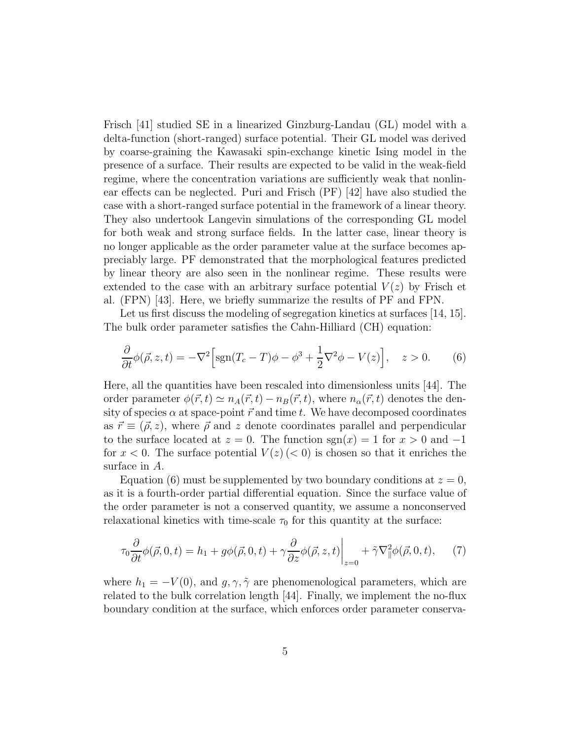Frisch [41] studied SE in a linearized Ginzburg-Landau (GL) model with a delta-function (short-ranged) surface potential. Their GL model was derived by coarse-graining the Kawasaki spin-exchange kinetic Ising model in the presence of a surface. Their results are expected to be valid in the weak-field regime, where the concentration variations are sufficiently weak that nonlinear effects can be neglected. Puri and Frisch (PF) [42] have also studied the case with a short-ranged surface potential in the framework of a linear theory. They also undertook Langevin simulations of the corresponding GL model for both weak and strong surface fields. In the latter case, linear theory is no longer applicable as the order parameter value at the surface becomes appreciably large. PF demonstrated that the morphological features predicted by linear theory are also seen in the nonlinear regime. These results were extended to the case with an arbitrary surface potential $V(z)$ by Frisch et al. (FPN) [43]. Here, we briefly summarize the results of PF and FPN.

Let us first discuss the modeling of segregation kinetics at surfaces [14, 15]. The bulk order parameter satisfies the Cahn-Hilliard (CH) equation:

$$\frac{\partial}{\partial t}\phi(\vec{\rho}, z, t) = -\nabla^2\Big[\text{sgn}(T_c - T)\phi - \phi^3 + \frac{1}{2}\nabla^2\phi - V(z)\Big], \quad z > 0. \tag{6}$$

Here, all the quantities have been rescaled into dimensionless units [44]. The order parameter $\phi(\vec{r}, t) \simeq n_A(\vec{r}, t) - n_B(\vec{r}, t)$, where $n_\alpha(\vec{r}, t)$ denotes the density of species $\alpha$ at space-point $\vec{r}$ and time $t$. We have decomposed coordinates as $\vec{r} \equiv (\vec{\rho}, z)$, where $\vec{\rho}$ and $z$ denote coordinates parallel and perpendicular to the surface located at $z = 0$. The function $\text{sgn}(x) = 1$ for $x > 0$ and $-1$ for $x < 0$. The surface potential $V(z)\,(< 0)$ is chosen so that it enriches the surface in $A$.

Equation (6) must be supplemented by two boundary conditions at $z = 0$, as it is a fourth-order partial differential equation. Since the surface value of the order parameter is not a conserved quantity, we assume a nonconserved relaxational kinetics with time-scale $\tau_0$ for this quantity at the surface:

$$\tau_0 \frac{\partial}{\partial t}\phi(\vec{\rho}, 0, t) = h_1 + g\phi(\vec{\rho}, 0, t) + \gamma \frac{\partial}{\partial z}\phi(\vec{\rho}, z, t)\bigg|_{z=0} + \tilde{\gamma}\nabla_\parallel^2 \phi(\vec{\rho}, 0, t), \tag{7}$$

where $h_1 = -V(0)$, and $g, \gamma, \tilde{\gamma}$ are phenomenological parameters, which are related to the bulk correlation length [44]. Finally, we implement the no-flux boundary condition at the surface, which enforces order parameter conserva-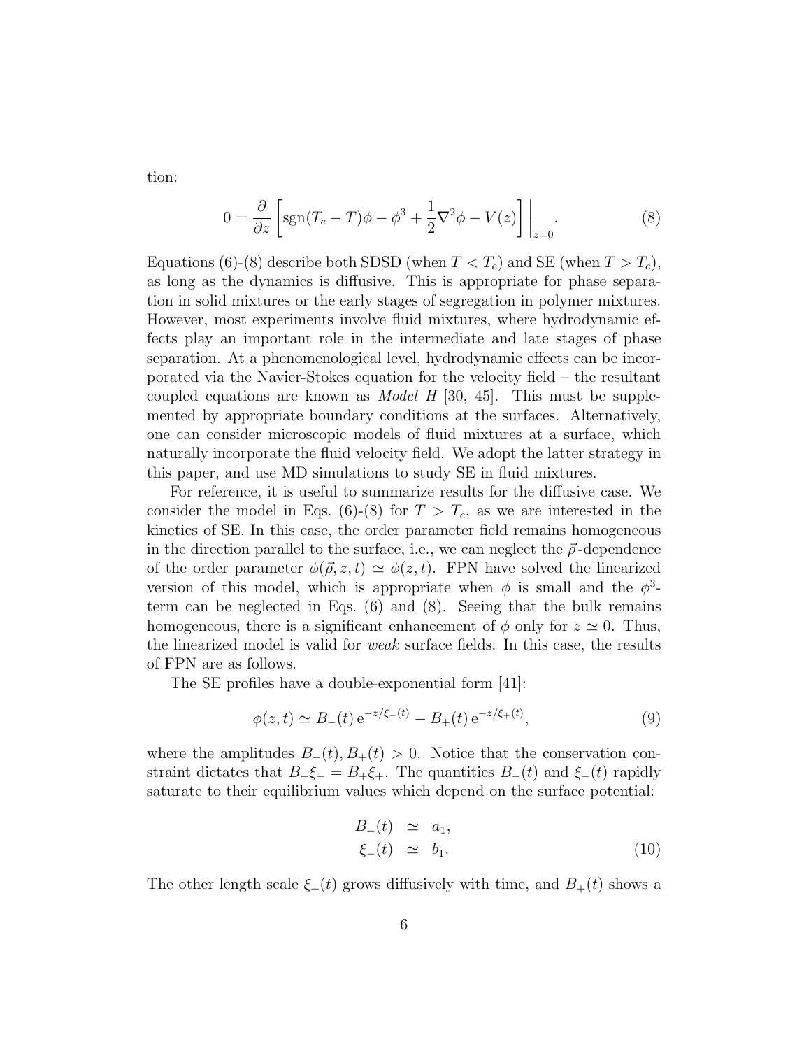tion:

$$0 = \frac{\partial}{\partial z} \left[ \mathrm{sgn}(T_c - T)\phi - \phi^3 + \frac{1}{2}\nabla^2 \phi - V(z) \right] \Bigg|_{z=0}. \tag{8}$$

Equations (6)-(8) describe both SDSD (when $T < T_c$) and SE (when $T > T_c$), as long as the dynamics is diffusive. This is appropriate for phase separation in solid mixtures or the early stages of segregation in polymer mixtures. However, most experiments involve fluid mixtures, where hydrodynamic effects play an important role in the intermediate and late stages of phase separation. At a phenomenological level, hydrodynamic effects can be incorporated via the Navier-Stokes equation for the velocity field – the resultant coupled equations are known as *Model H* [30, 45]. This must be supplemented by appropriate boundary conditions at the surfaces. Alternatively, one can consider microscopic models of fluid mixtures at a surface, which naturally incorporate the fluid velocity field. We adopt the latter strategy in this paper, and use MD simulations to study SE in fluid mixtures.

For reference, it is useful to summarize results for the diffusive case. We consider the model in Eqs. (6)-(8) for $T > T_c$, as we are interested in the kinetics of SE. In this case, the order parameter field remains homogeneous in the direction parallel to the surface, i.e., we can neglect the $\vec{\rho}$-dependence of the order parameter $\phi(\vec{\rho}, z, t) \simeq \phi(z, t)$. FPN have solved the linearized version of this model, which is appropriate when $\phi$ is small and the $\phi^3$-term can be neglected in Eqs. (6) and (8). Seeing that the bulk remains homogeneous, there is a significant enhancement of $\phi$ only for $z \simeq 0$. Thus, the linearized model is valid for *weak* surface fields. In this case, the results of FPN are as follows.

The SE profiles have a double-exponential form [41]:

$$\phi(z, t) \simeq B_-(t)\, \mathrm{e}^{-z/\xi_-(t)} - B_+(t)\, \mathrm{e}^{-z/\xi_+(t)}, \tag{9}$$

where the amplitudes $B_-(t), B_+(t) > 0$. Notice that the conservation constraint dictates that $B_-\xi_- = B_+\xi_+$. The quantities $B_-(t)$ and $\xi_-(t)$ rapidly saturate to their equilibrium values which depend on the surface potential:

$$\begin{aligned} B_-(t) &\simeq a_1, \\ \xi_-(t) &\simeq b_1. \end{aligned} \tag{10}$$

The other length scale $\xi_+(t)$ grows diffusively with time, and $B_+(t)$ shows a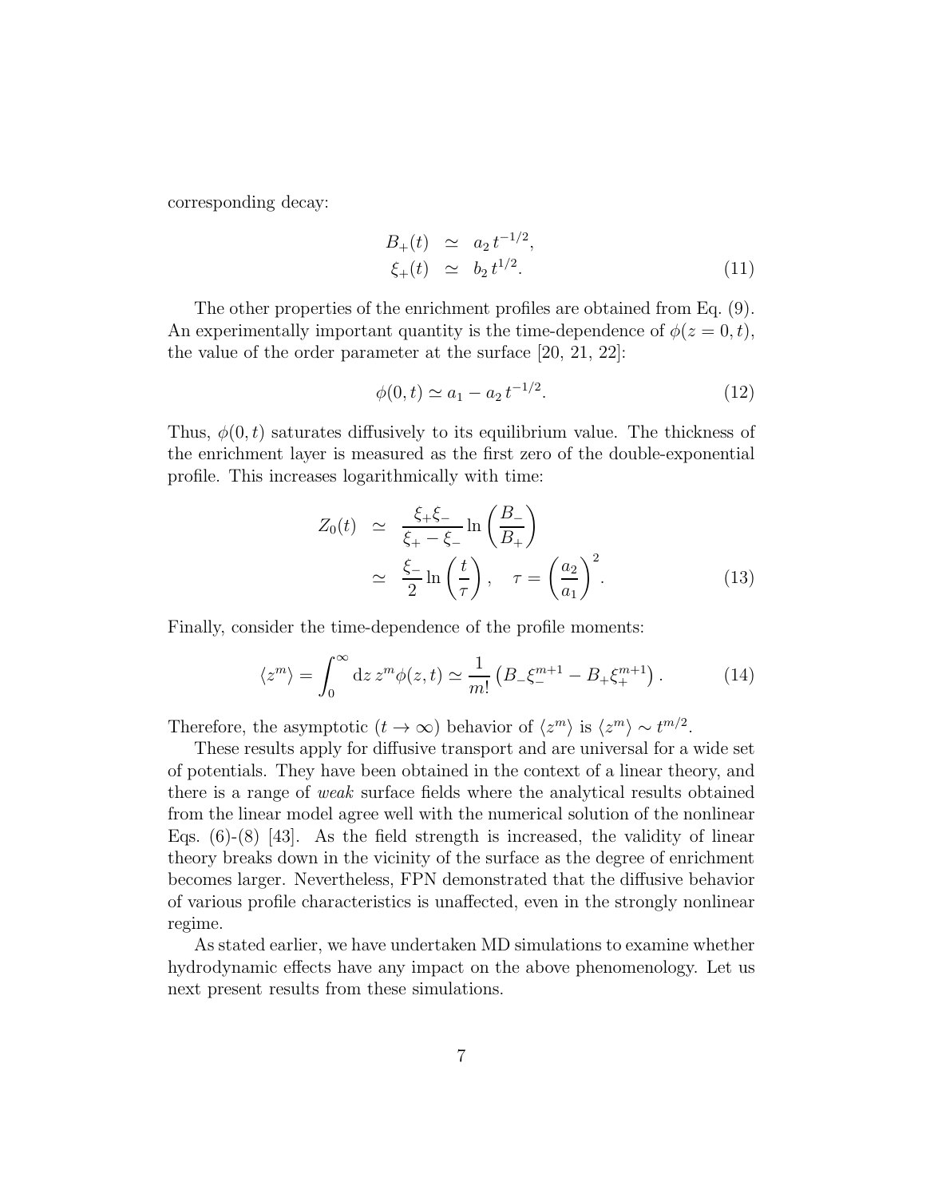corresponding decay:

$$
\begin{aligned}
B_+(t) &\simeq a_2\, t^{-1/2}, \\
\xi_+(t) &\simeq b_2\, t^{1/2}.
\end{aligned} \tag{11}
$$

The other properties of the enrichment profiles are obtained from Eq. (9). An experimentally important quantity is the time-dependence of $\phi(z=0,t)$, the value of the order parameter at the surface [20, 21, 22]:

$$
\phi(0,t) \simeq a_1 - a_2\, t^{-1/2}. \tag{12}
$$

Thus, $\phi(0,t)$ saturates diffusively to its equilibrium value. The thickness of the enrichment layer is measured as the first zero of the double-exponential profile. This increases logarithmically with time:

$$
\begin{aligned}
Z_0(t) &\simeq \frac{\xi_+ \xi_-}{\xi_+ - \xi_-} \ln\left(\frac{B_-}{B_+}\right) \\
&\simeq \frac{\xi_-}{2} \ln\left(\frac{t}{\tau}\right), \quad \tau = \left(\frac{a_2}{a_1}\right)^2.
\end{aligned} \tag{13}
$$

Finally, consider the time-dependence of the profile moments:

$$
\langle z^m \rangle = \int_0^\infty \mathrm{d}z\, z^m \phi(z,t) \simeq \frac{1}{m!}\left(B_- \xi_-^{m+1} - B_+ \xi_+^{m+1}\right). \tag{14}
$$

Therefore, the asymptotic ($t \to \infty$) behavior of $\langle z^m \rangle$ is $\langle z^m \rangle \sim t^{m/2}$.

These results apply for diffusive transport and are universal for a wide set of potentials. They have been obtained in the context of a linear theory, and there is a range of *weak* surface fields where the analytical results obtained from the linear model agree well with the numerical solution of the nonlinear Eqs. (6)-(8) [43]. As the field strength is increased, the validity of linear theory breaks down in the vicinity of the surface as the degree of enrichment becomes larger. Nevertheless, FPN demonstrated that the diffusive behavior of various profile characteristics is unaffected, even in the strongly nonlinear regime.

As stated earlier, we have undertaken MD simulations to examine whether hydrodynamic effects have any impact on the above phenomenology. Let us next present results from these simulations.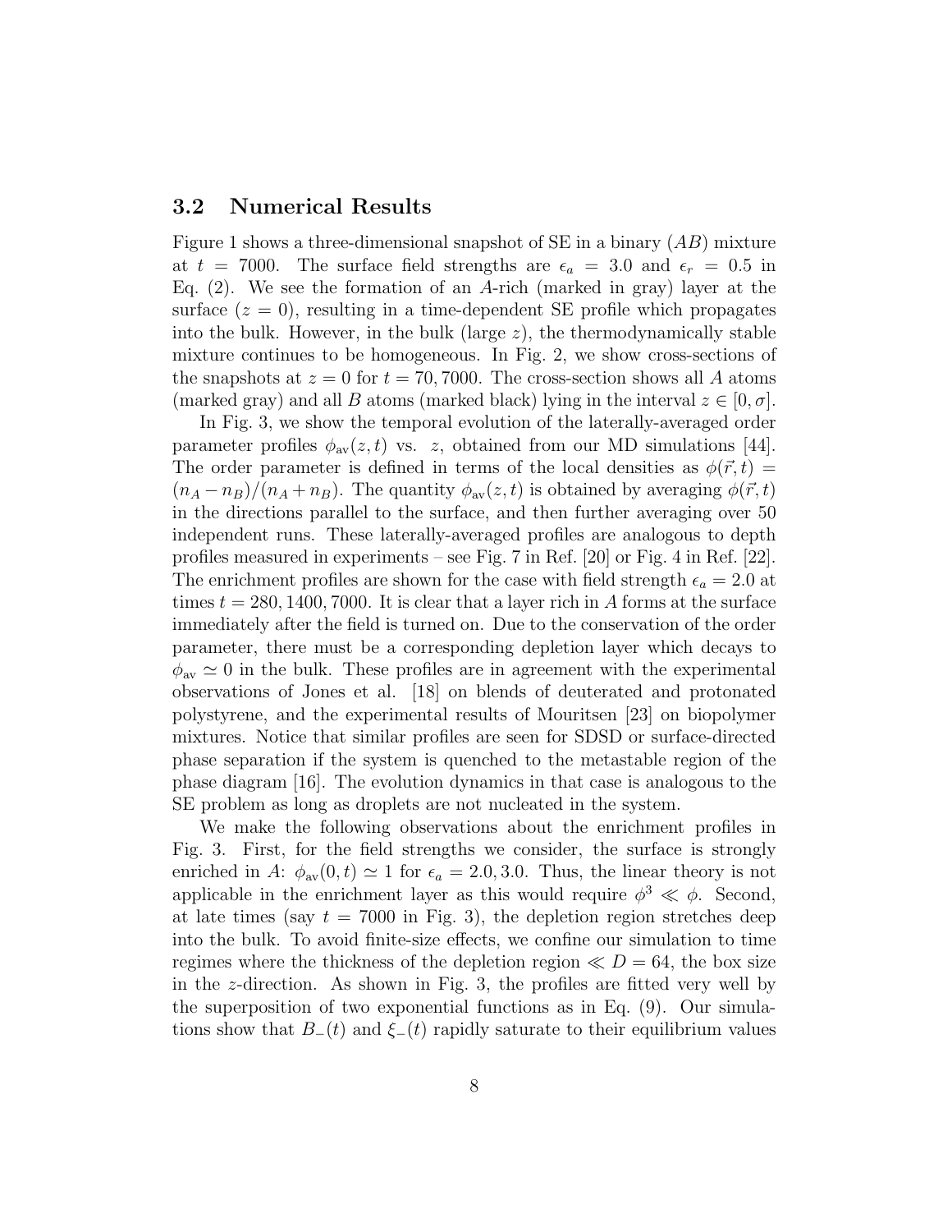### 3.2 Numerical Results

Figure 1 shows a three-dimensional snapshot of SE in a binary ($AB$) mixture at $t = 7000$. The surface field strengths are $\epsilon_a = 3.0$ and $\epsilon_r = 0.5$ in Eq. (2). We see the formation of an $A$-rich (marked in gray) layer at the surface ($z = 0$), resulting in a time-dependent SE profile which propagates into the bulk. However, in the bulk (large $z$), the thermodynamically stable mixture continues to be homogeneous. In Fig. 2, we show cross-sections of the snapshots at $z = 0$ for $t = 70, 7000$. The cross-section shows all $A$ atoms (marked gray) and all $B$ atoms (marked black) lying in the interval $z \in [0, \sigma]$.

In Fig. 3, we show the temporal evolution of the laterally-averaged order parameter profiles $\phi_{\rm av}(z,t)$ vs. $z$, obtained from our MD simulations [44]. The order parameter is defined in terms of the local densities as $\phi(\vec{r},t) = (n_A - n_B)/(n_A + n_B)$. The quantity $\phi_{\rm av}(z,t)$ is obtained by averaging $\phi(\vec{r},t)$ in the directions parallel to the surface, and then further averaging over 50 independent runs. These laterally-averaged profiles are analogous to depth profiles measured in experiments – see Fig. 7 in Ref. [20] or Fig. 4 in Ref. [22]. The enrichment profiles are shown for the case with field strength $\epsilon_a = 2.0$ at times $t = 280, 1400, 7000$. It is clear that a layer rich in $A$ forms at the surface immediately after the field is turned on. Due to the conservation of the order parameter, there must be a corresponding depletion layer which decays to $\phi_{\rm av} \simeq 0$ in the bulk. These profiles are in agreement with the experimental observations of Jones et al. [18] on blends of deuterated and protonated polystyrene, and the experimental results of Mouritsen [23] on biopolymer mixtures. Notice that similar profiles are seen for SDSD or surface-directed phase separation if the system is quenched to the metastable region of the phase diagram [16]. The evolution dynamics in that case is analogous to the SE problem as long as droplets are not nucleated in the system.

We make the following observations about the enrichment profiles in Fig. 3. First, for the field strengths we consider, the surface is strongly enriched in $A$: $\phi_{\rm av}(0,t) \simeq 1$ for $\epsilon_a = 2.0, 3.0$. Thus, the linear theory is not applicable in the enrichment layer as this would require $\phi^3 \ll \phi$. Second, at late times (say $t = 7000$ in Fig. 3), the depletion region stretches deep into the bulk. To avoid finite-size effects, we confine our simulation to time regimes where the thickness of the depletion region $\ll D = 64$, the box size in the $z$-direction. As shown in Fig. 3, the profiles are fitted very well by the superposition of two exponential functions as in Eq. (9). Our simulations show that $B_-(t)$ and $\xi_-(t)$ rapidly saturate to their equilibrium values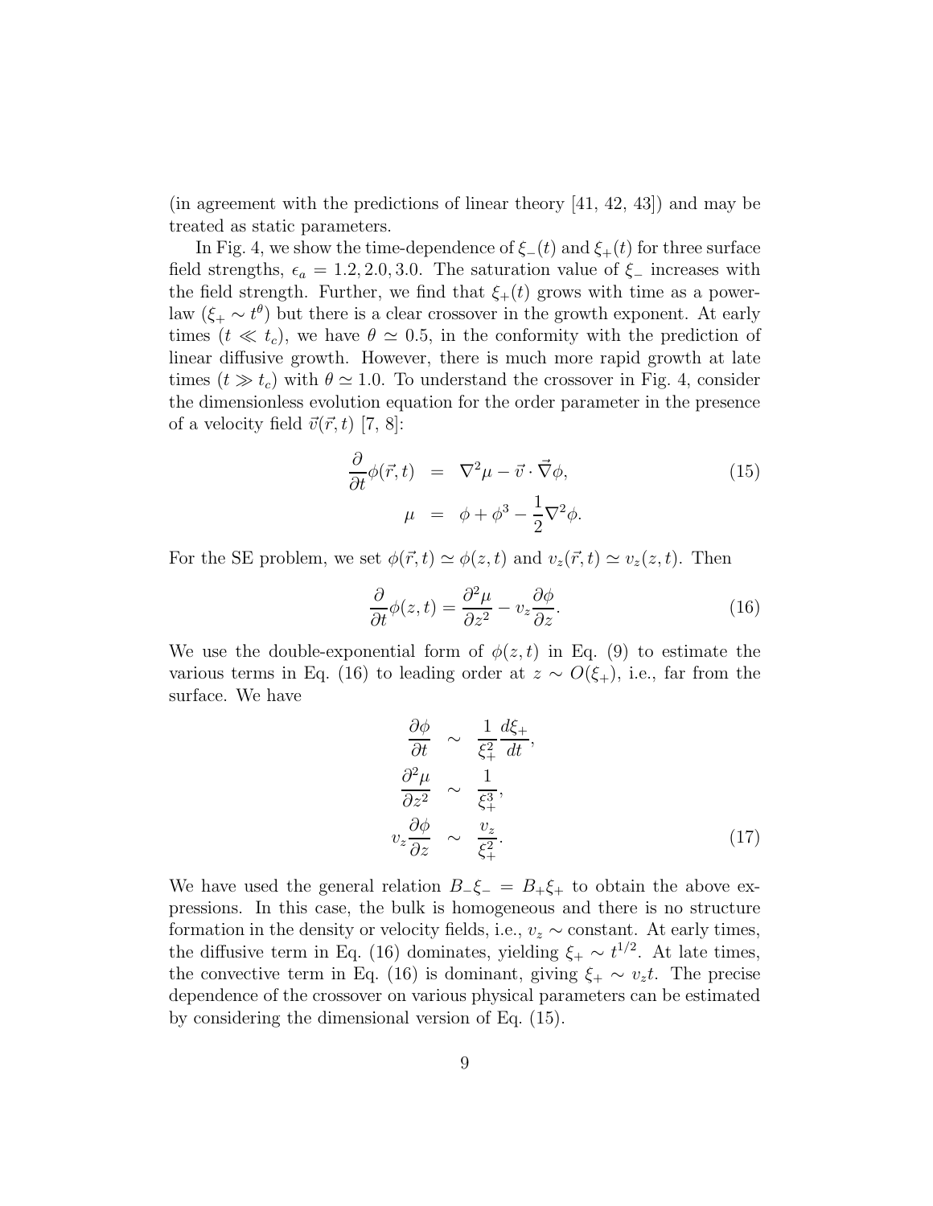(in agreement with the predictions of linear theory [41, 42, 43]) and may be treated as static parameters.

In Fig. 4, we show the time-dependence of $\xi_-(t)$ and $\xi_+(t)$ for three surface field strengths, $\epsilon_a = 1.2, 2.0, 3.0$. The saturation value of $\xi_-$ increases with the field strength. Further, we find that $\xi_+(t)$ grows with time as a power-law ($\xi_+ \sim t^\theta$) but there is a clear crossover in the growth exponent. At early times ($t \ll t_c$), we have $\theta \simeq 0.5$, in the conformity with the prediction of linear diffusive growth. However, there is much more rapid growth at late times ($t \gg t_c$) with $\theta \simeq 1.0$. To understand the crossover in Fig. 4, consider the dimensionless evolution equation for the order parameter in the presence of a velocity field $\vec{v}(\vec{r}, t)$ [7, 8]:

$$
\begin{aligned}
\frac{\partial}{\partial t}\phi(\vec{r}, t) &= \nabla^2 \mu - \vec{v} \cdot \vec{\nabla}\phi, \\
\mu &= \phi + \phi^3 - \frac{1}{2}\nabla^2 \phi.
\end{aligned} \tag{15}
$$

For the SE problem, we set $\phi(\vec{r}, t) \simeq \phi(z, t)$ and $v_z(\vec{r}, t) \simeq v_z(z, t)$. Then

$$
\frac{\partial}{\partial t}\phi(z, t) = \frac{\partial^2 \mu}{\partial z^2} - v_z \frac{\partial \phi}{\partial z}. \tag{16}
$$

We use the double-exponential form of $\phi(z, t)$ in Eq. (9) to estimate the various terms in Eq. (16) to leading order at $z \sim O(\xi_+)$, i.e., far from the surface. We have

$$
\begin{aligned}
\frac{\partial \phi}{\partial t} &\sim \frac{1}{\xi_+^2}\frac{d\xi_+}{dt}, \\
\frac{\partial^2 \mu}{\partial z^2} &\sim \frac{1}{\xi_+^3}, \\
v_z \frac{\partial \phi}{\partial z} &\sim \frac{v_z}{\xi_+^2}.
\end{aligned} \tag{17}
$$

We have used the general relation $B_-\xi_- = B_+\xi_+$ to obtain the above expressions. In this case, the bulk is homogeneous and there is no structure formation in the density or velocity fields, i.e., $v_z \sim$ constant. At early times, the diffusive term in Eq. (16) dominates, yielding $\xi_+ \sim t^{1/2}$. At late times, the convective term in Eq. (16) is dominant, giving $\xi_+ \sim v_z t$. The precise dependence of the crossover on various physical parameters can be estimated by considering the dimensional version of Eq. (15).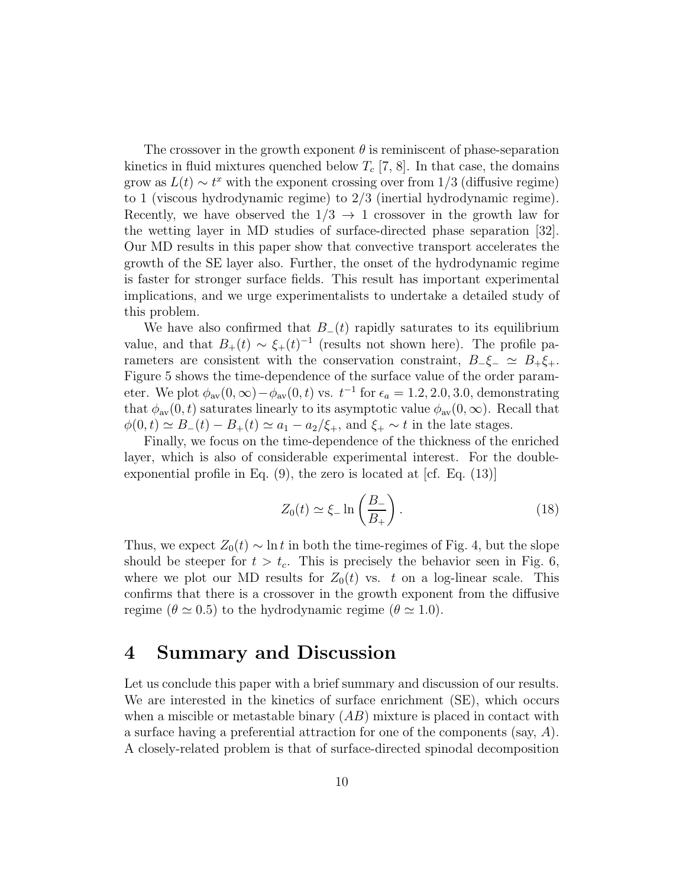The crossover in the growth exponent $\theta$ is reminiscent of phase-separation kinetics in fluid mixtures quenched below $T_c$ [7, 8]. In that case, the domains grow as $L(t) \sim t^x$ with the exponent crossing over from $1/3$ (diffusive regime) to 1 (viscous hydrodynamic regime) to $2/3$ (inertial hydrodynamic regime). Recently, we have observed the $1/3 \rightarrow 1$ crossover in the growth law for the wetting layer in MD studies of surface-directed phase separation [32]. Our MD results in this paper show that convective transport accelerates the growth of the SE layer also. Further, the onset of the hydrodynamic regime is faster for stronger surface fields. This result has important experimental implications, and we urge experimentalists to undertake a detailed study of this problem.

We have also confirmed that $B_-(t)$ rapidly saturates to its equilibrium value, and that $B_+(t) \sim \xi_+(t)^{-1}$ (results not shown here). The profile parameters are consistent with the conservation constraint, $B_-\xi_- \simeq B_+\xi_+$. Figure 5 shows the time-dependence of the surface value of the order parameter. We plot $\phi_{\rm av}(0,\infty) - \phi_{\rm av}(0,t)$ vs. $t^{-1}$ for $\epsilon_a = 1.2, 2.0, 3.0$, demonstrating that $\phi_{\rm av}(0,t)$ saturates linearly to its asymptotic value $\phi_{\rm av}(0,\infty)$. Recall that $\phi(0,t) \simeq B_-(t) - B_+(t) \simeq a_1 - a_2/\xi_+$, and $\xi_+ \sim t$ in the late stages.

Finally, we focus on the time-dependence of the thickness of the enriched layer, which is also of considerable experimental interest. For the double-exponential profile in Eq. (9), the zero is located at [cf. Eq. (13)]

$$Z_0(t) \simeq \xi_- \ln\left(\frac{B_-}{B_+}\right). \tag{18}$$

Thus, we expect $Z_0(t) \sim \ln t$ in both the time-regimes of Fig. 4, but the slope should be steeper for $t > t_c$. This is precisely the behavior seen in Fig. 6, where we plot our MD results for $Z_0(t)$ vs. $t$ on a log-linear scale. This confirms that there is a crossover in the growth exponent from the diffusive regime ($\theta \simeq 0.5$) to the hydrodynamic regime ($\theta \simeq 1.0$).

# 4 Summary and Discussion

Let us conclude this paper with a brief summary and discussion of our results. We are interested in the kinetics of surface enrichment (SE), which occurs when a miscible or metastable binary ($AB$) mixture is placed in contact with a surface having a preferential attraction for one of the components (say, $A$). A closely-related problem is that of surface-directed spinodal decomposition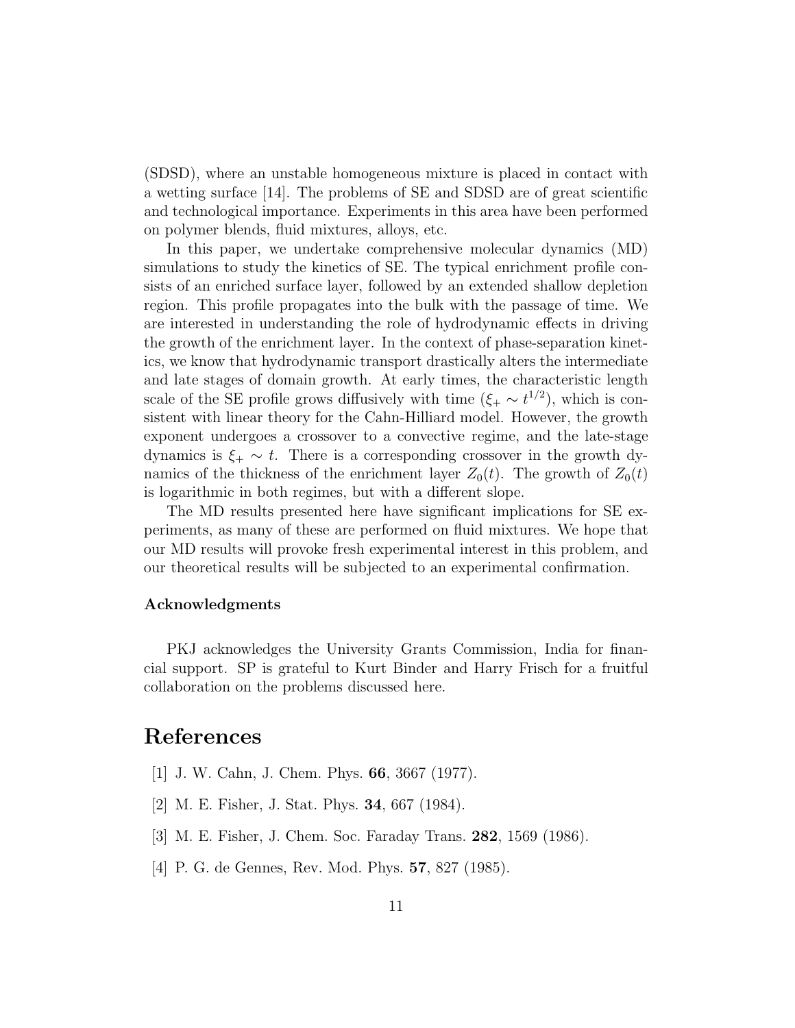(SDSD), where an unstable homogeneous mixture is placed in contact with a wetting surface [14]. The problems of SE and SDSD are of great scientific and technological importance. Experiments in this area have been performed on polymer blends, fluid mixtures, alloys, etc.

In this paper, we undertake comprehensive molecular dynamics (MD) simulations to study the kinetics of SE. The typical enrichment profile consists of an enriched surface layer, followed by an extended shallow depletion region. This profile propagates into the bulk with the passage of time. We are interested in understanding the role of hydrodynamic effects in driving the growth of the enrichment layer. In the context of phase-separation kinetics, we know that hydrodynamic transport drastically alters the intermediate and late stages of domain growth. At early times, the characteristic length scale of the SE profile grows diffusively with time ($\xi_+ \sim t^{1/2}$), which is consistent with linear theory for the Cahn-Hilliard model. However, the growth exponent undergoes a crossover to a convective regime, and the late-stage dynamics is $\xi_+ \sim t$. There is a corresponding crossover in the growth dynamics of the thickness of the enrichment layer $Z_0(t)$. The growth of $Z_0(t)$ is logarithmic in both regimes, but with a different slope.

The MD results presented here have significant implications for SE experiments, as many of these are performed on fluid mixtures. We hope that our MD results will provoke fresh experimental interest in this problem, and our theoretical results will be subjected to an experimental confirmation.

### Acknowledgments

PKJ acknowledges the University Grants Commission, India for financial support. SP is grateful to Kurt Binder and Harry Frisch for a fruitful collaboration on the problems discussed here.

# References

[1] J. W. Cahn, J. Chem. Phys. **66**, 3667 (1977).

[2] M. E. Fisher, J. Stat. Phys. **34**, 667 (1984).

[3] M. E. Fisher, J. Chem. Soc. Faraday Trans. **282**, 1569 (1986).

[4] P. G. de Gennes, Rev. Mod. Phys. **57**, 827 (1985).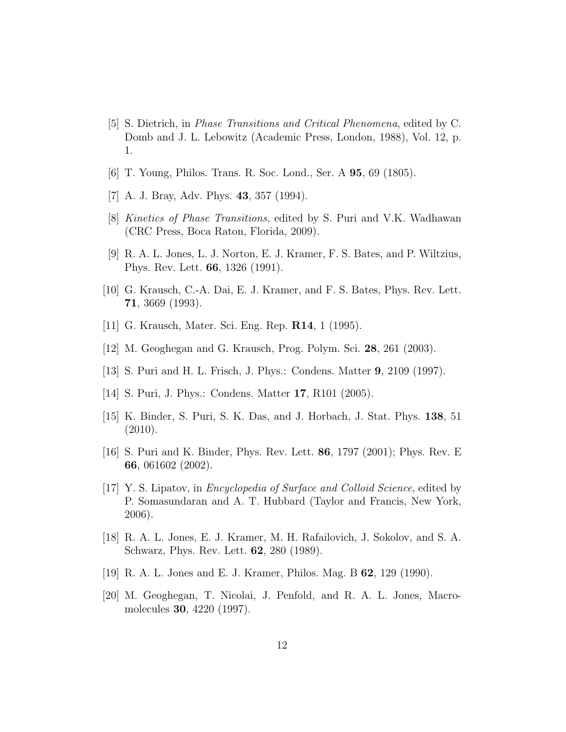[5] S. Dietrich, in *Phase Transitions and Critical Phenomena*, edited by C. Domb and J. L. Lebowitz (Academic Press, London, 1988), Vol. 12, p. 1.

[6] T. Young, Philos. Trans. R. Soc. Lond., Ser. A **95**, 69 (1805).

[7] A. J. Bray, Adv. Phys. **43**, 357 (1994).

[8] *Kinetics of Phase Transitions*, edited by S. Puri and V.K. Wadhawan (CRC Press, Boca Raton, Florida, 2009).

[9] R. A. L. Jones, L. J. Norton, E. J. Kramer, F. S. Bates, and P. Wiltzius, Phys. Rev. Lett. **66**, 1326 (1991).

[10] G. Krausch, C.-A. Dai, E. J. Kramer, and F. S. Bates, Phys. Rev. Lett. **71**, 3669 (1993).

[11] G. Krausch, Mater. Sci. Eng. Rep. **R14**, 1 (1995).

[12] M. Geoghegan and G. Krausch, Prog. Polym. Sci. **28**, 261 (2003).

[13] S. Puri and H. L. Frisch, J. Phys.: Condens. Matter **9**, 2109 (1997).

[14] S. Puri, J. Phys.: Condens. Matter **17**, R101 (2005).

[15] K. Binder, S. Puri, S. K. Das, and J. Horbach, J. Stat. Phys. **138**, 51 (2010).

[16] S. Puri and K. Binder, Phys. Rev. Lett. **86**, 1797 (2001); Phys. Rev. E **66**, 061602 (2002).

[17] Y. S. Lipatov, in *Encyclopedia of Surface and Colloid Science*, edited by P. Somasundaran and A. T. Hubbard (Taylor and Francis, New York, 2006).

[18] R. A. L. Jones, E. J. Kramer, M. H. Rafailovich, J. Sokolov, and S. A. Schwarz, Phys. Rev. Lett. **62**, 280 (1989).

[19] R. A. L. Jones and E. J. Kramer, Philos. Mag. B **62**, 129 (1990).

[20] M. Geoghegan, T. Nicolai, J. Penfold, and R. A. L. Jones, Macromolecules **30**, 4220 (1997).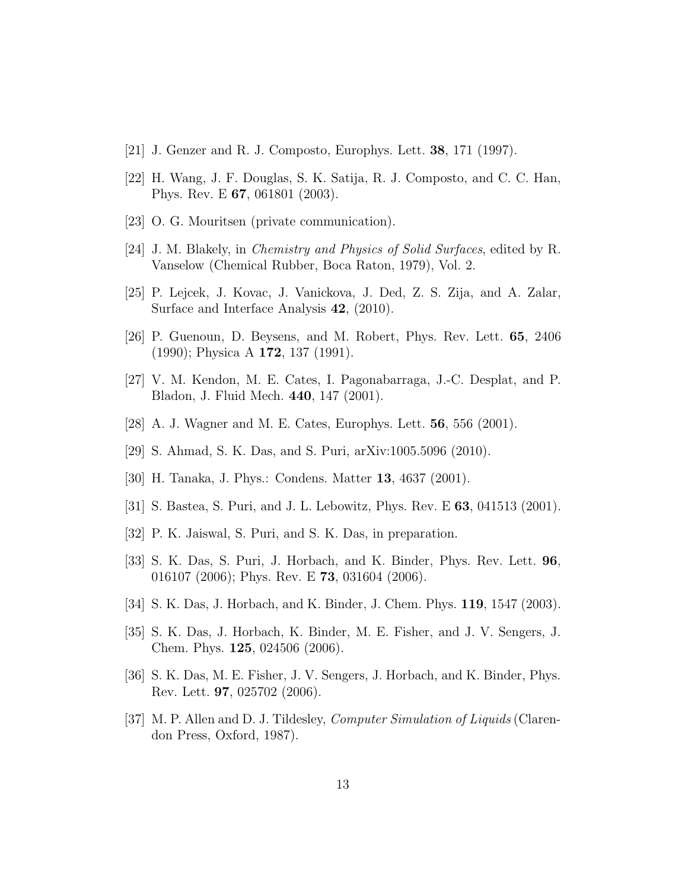[21] J. Genzer and R. J. Composto, Europhys. Lett. **38**, 171 (1997).

[22] H. Wang, J. F. Douglas, S. K. Satija, R. J. Composto, and C. C. Han, Phys. Rev. E **67**, 061801 (2003).

[23] O. G. Mouritsen (private communication).

[24] J. M. Blakely, in *Chemistry and Physics of Solid Surfaces*, edited by R. Vanselow (Chemical Rubber, Boca Raton, 1979), Vol. 2.

[25] P. Lejcek, J. Kovac, J. Vanickova, J. Ded, Z. S. Zija, and A. Zalar, Surface and Interface Analysis **42**, (2010).

[26] P. Guenoun, D. Beysens, and M. Robert, Phys. Rev. Lett. **65**, 2406 (1990); Physica A **172**, 137 (1991).

[27] V. M. Kendon, M. E. Cates, I. Pagonabarraga, J.-C. Desplat, and P. Bladon, J. Fluid Mech. **440**, 147 (2001).

[28] A. J. Wagner and M. E. Cates, Europhys. Lett. **56**, 556 (2001).

[29] S. Ahmad, S. K. Das, and S. Puri, arXiv:1005.5096 (2010).

[30] H. Tanaka, J. Phys.: Condens. Matter **13**, 4637 (2001).

[31] S. Bastea, S. Puri, and J. L. Lebowitz, Phys. Rev. E **63**, 041513 (2001).

[32] P. K. Jaiswal, S. Puri, and S. K. Das, in preparation.

[33] S. K. Das, S. Puri, J. Horbach, and K. Binder, Phys. Rev. Lett. **96**, 016107 (2006); Phys. Rev. E **73**, 031604 (2006).

[34] S. K. Das, J. Horbach, and K. Binder, J. Chem. Phys. **119**, 1547 (2003).

[35] S. K. Das, J. Horbach, K. Binder, M. E. Fisher, and J. V. Sengers, J. Chem. Phys. **125**, 024506 (2006).

[36] S. K. Das, M. E. Fisher, J. V. Sengers, J. Horbach, and K. Binder, Phys. Rev. Lett. **97**, 025702 (2006).

[37] M. P. Allen and D. J. Tildesley, *Computer Simulation of Liquids* (Clarendon Press, Oxford, 1987).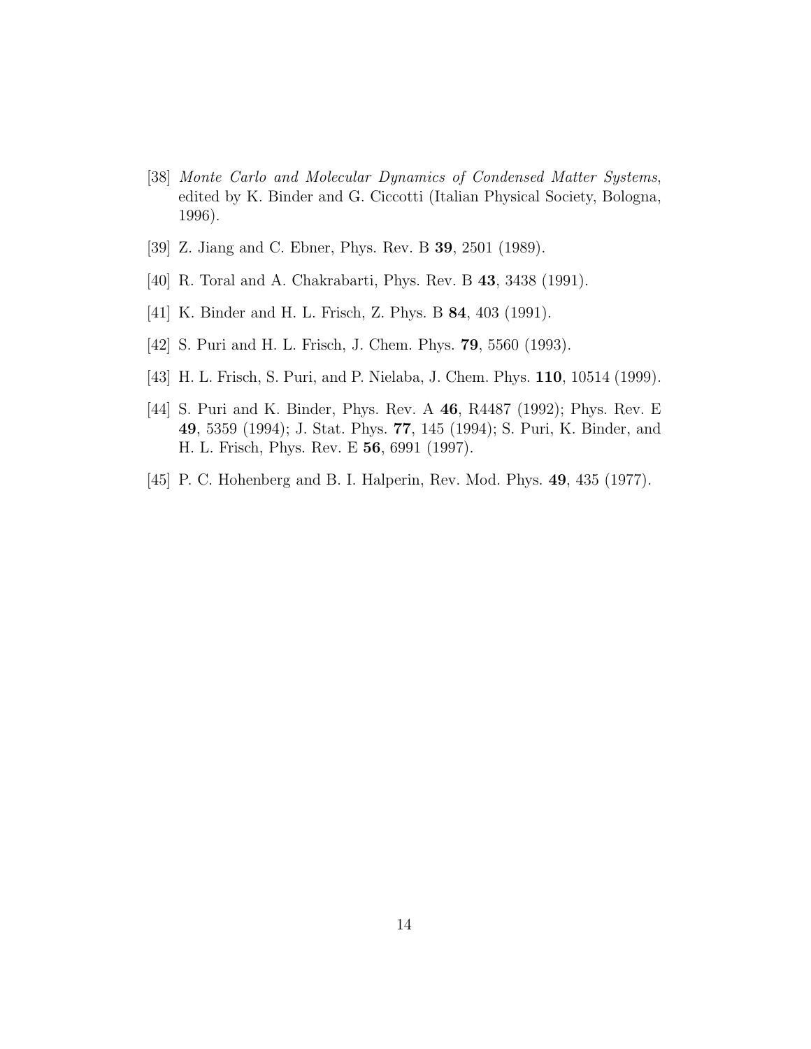[38] *Monte Carlo and Molecular Dynamics of Condensed Matter Systems*, edited by K. Binder and G. Ciccotti (Italian Physical Society, Bologna, 1996).

[39] Z. Jiang and C. Ebner, Phys. Rev. B **39**, 2501 (1989).

[40] R. Toral and A. Chakrabarti, Phys. Rev. B **43**, 3438 (1991).

[41] K. Binder and H. L. Frisch, Z. Phys. B **84**, 403 (1991).

[42] S. Puri and H. L. Frisch, J. Chem. Phys. **79**, 5560 (1993).

[43] H. L. Frisch, S. Puri, and P. Nielaba, J. Chem. Phys. **110**, 10514 (1999).

[44] S. Puri and K. Binder, Phys. Rev. A **46**, R4487 (1992); Phys. Rev. E **49**, 5359 (1994); J. Stat. Phys. **77**, 145 (1994); S. Puri, K. Binder, and H. L. Frisch, Phys. Rev. E **56**, 6991 (1997).

[45] P. C. Hohenberg and B. I. Halperin, Rev. Mod. Phys. **49**, 435 (1977).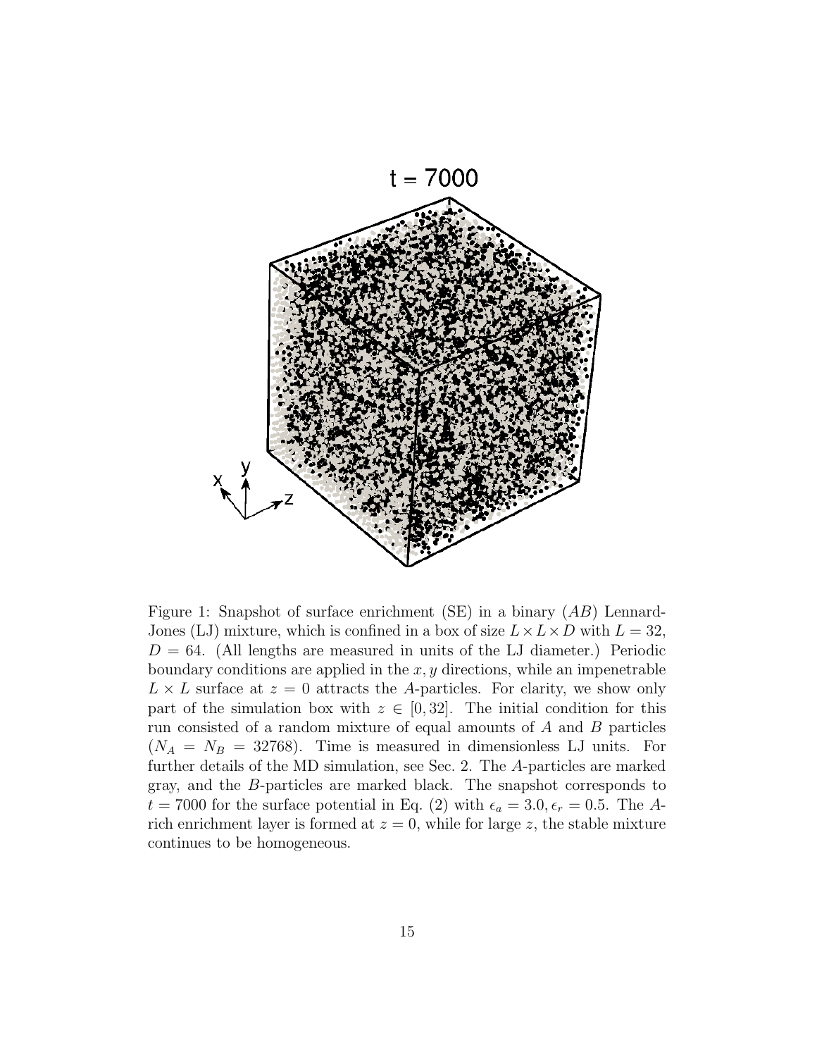t = 7000

x

y

z

Figure 1: Snapshot of surface enrichment (SE) in a binary ($AB$) Lennard-Jones (LJ) mixture, which is confined in a box of size $L \times L \times D$ with $L = 32$, $D = 64$. (All lengths are measured in units of the LJ diameter.) Periodic boundary conditions are applied in the $x, y$ directions, while an impenetrable $L \times L$ surface at $z = 0$ attracts the $A$-particles. For clarity, we show only part of the simulation box with $z \in [0, 32]$. The initial condition for this run consisted of a random mixture of equal amounts of $A$ and $B$ particles ($N_A = N_B = 32768$). Time is measured in dimensionless LJ units. For further details of the MD simulation, see Sec. 2. The $A$-particles are marked gray, and the $B$-particles are marked black. The snapshot corresponds to $t = 7000$ for the surface potential in Eq. (2) with $\epsilon_a = 3.0, \epsilon_r = 0.5$. The $A$-rich enrichment layer is formed at $z = 0$, while for large $z$, the stable mixture continues to be homogeneous.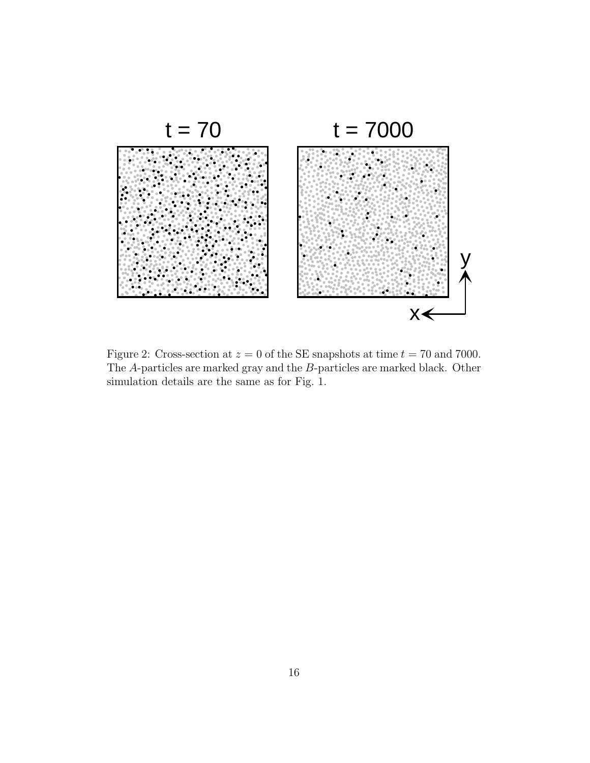t = 70

t = 7000

y

x

Figure 2: Cross-section at $z = 0$ of the SE snapshots at time $t = 70$ and 7000. The $A$-particles are marked gray and the $B$-particles are marked black. Other simulation details are the same as for Fig. 1.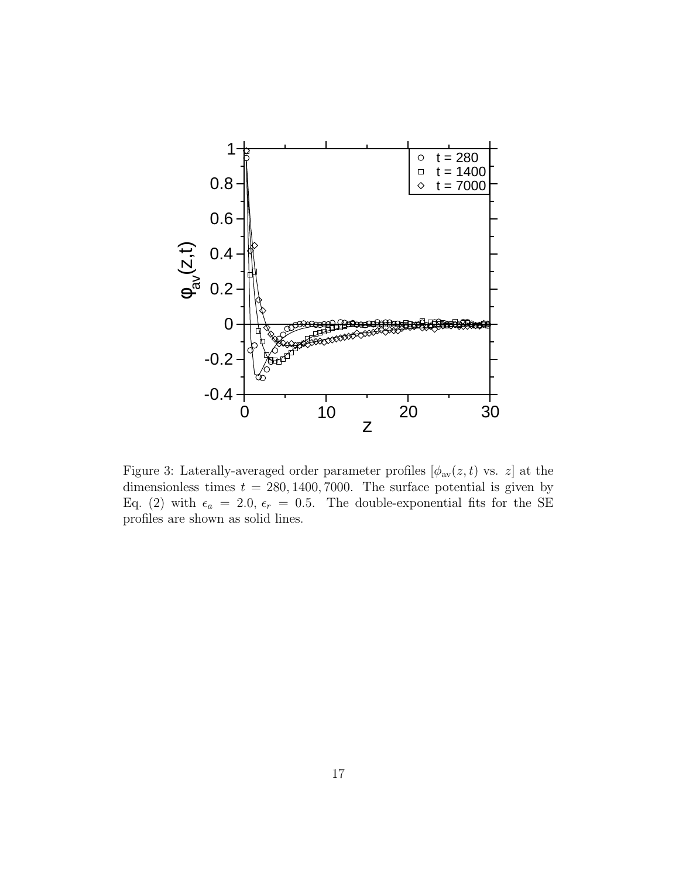1
0.8
0.6
0.4
0.2
0
-0.2
-0.4

$\phi_{av}(z,t)$

0
10
20
30

z

○ t = 280
□ t = 1400
◇ t = 7000

Figure 3: Laterally-averaged order parameter profiles [$\phi_{\rm av}(z,t)$ vs. $z$] at the dimensionless times $t = 280, 1400, 7000$. The surface potential is given by Eq. (2) with $\epsilon_a = 2.0$, $\epsilon_r = 0.5$. The double-exponential fits for the SE profiles are shown as solid lines.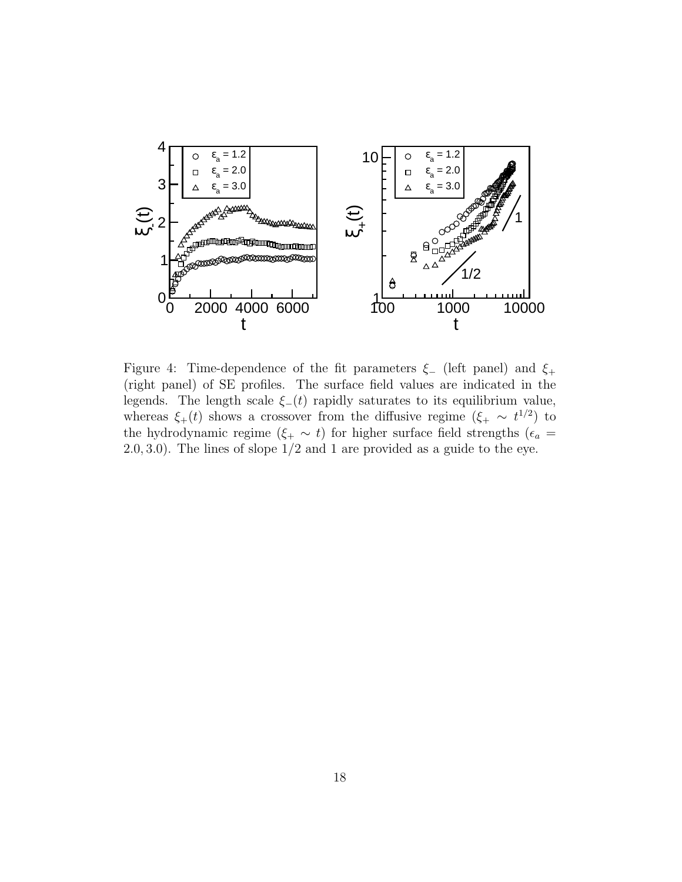Figure 4: Time-dependence of the fit parameters $\xi_-$ (left panel) and $\xi_+$ (right panel) of SE profiles. The surface field values are indicated in the legends. The length scale $\xi_-(t)$ rapidly saturates to its equilibrium value, whereas $\xi_+(t)$ shows a crossover from the diffusive regime ($\xi_+ \sim t^{1/2}$) to the hydrodynamic regime ($\xi_+ \sim t$) for higher surface field strengths ($\epsilon_a = 2.0, 3.0$). The lines of slope $1/2$ and 1 are provided as a guide to the eye.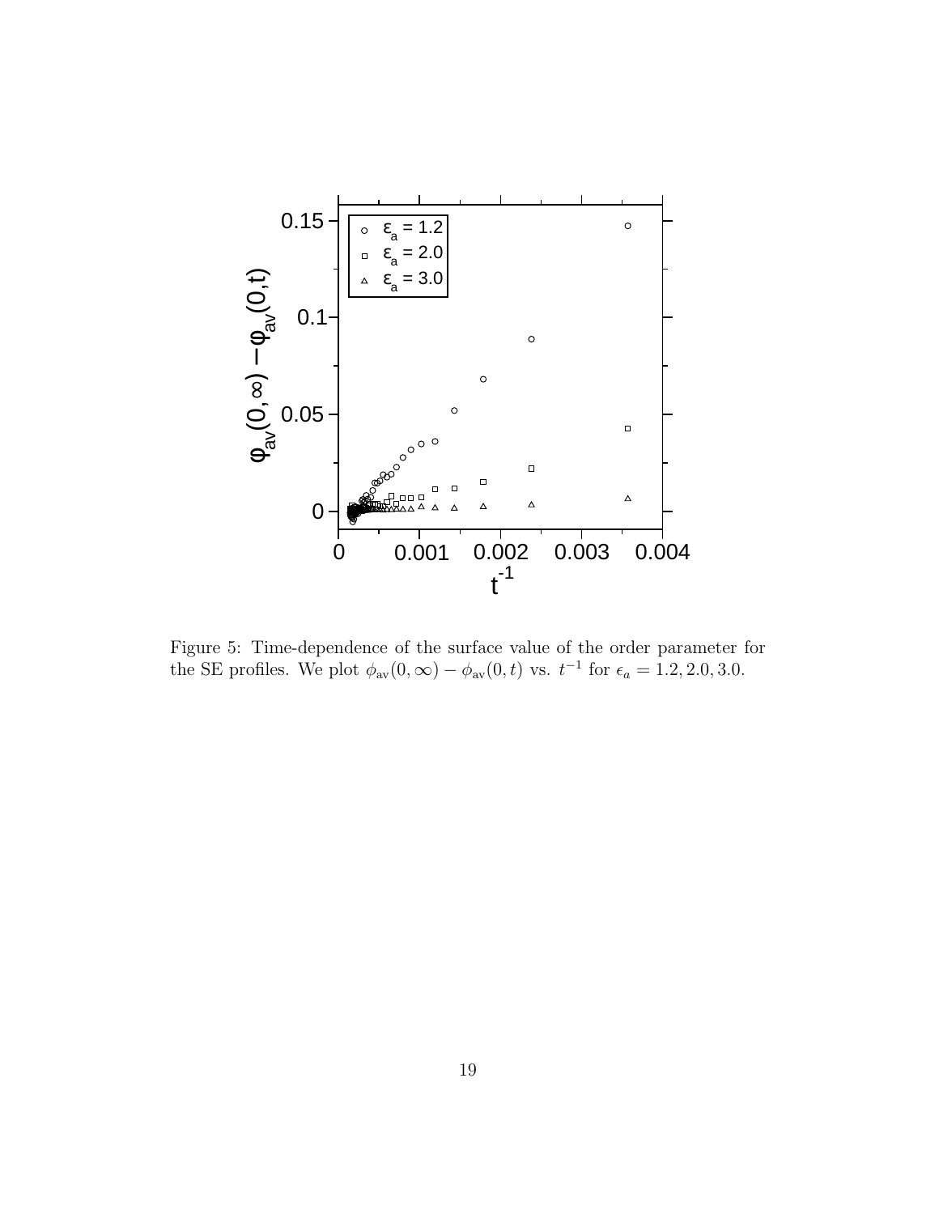$\phi_{av}(0,\infty) - \phi_{av}(0,t)$

0.15

0.1

0.05

0

0

0.001

0.002

0.003

0.004

$t^{-1}$

$\epsilon_a = 1.2$

$\epsilon_a = 2.0$

$\epsilon_a = 3.0$

Figure 5: Time-dependence of the surface value of the order parameter for the SE profiles. We plot $\phi_{\rm av}(0,\infty) - \phi_{\rm av}(0,t)$ vs. $t^{-1}$ for $\epsilon_a = 1.2, 2.0, 3.0$.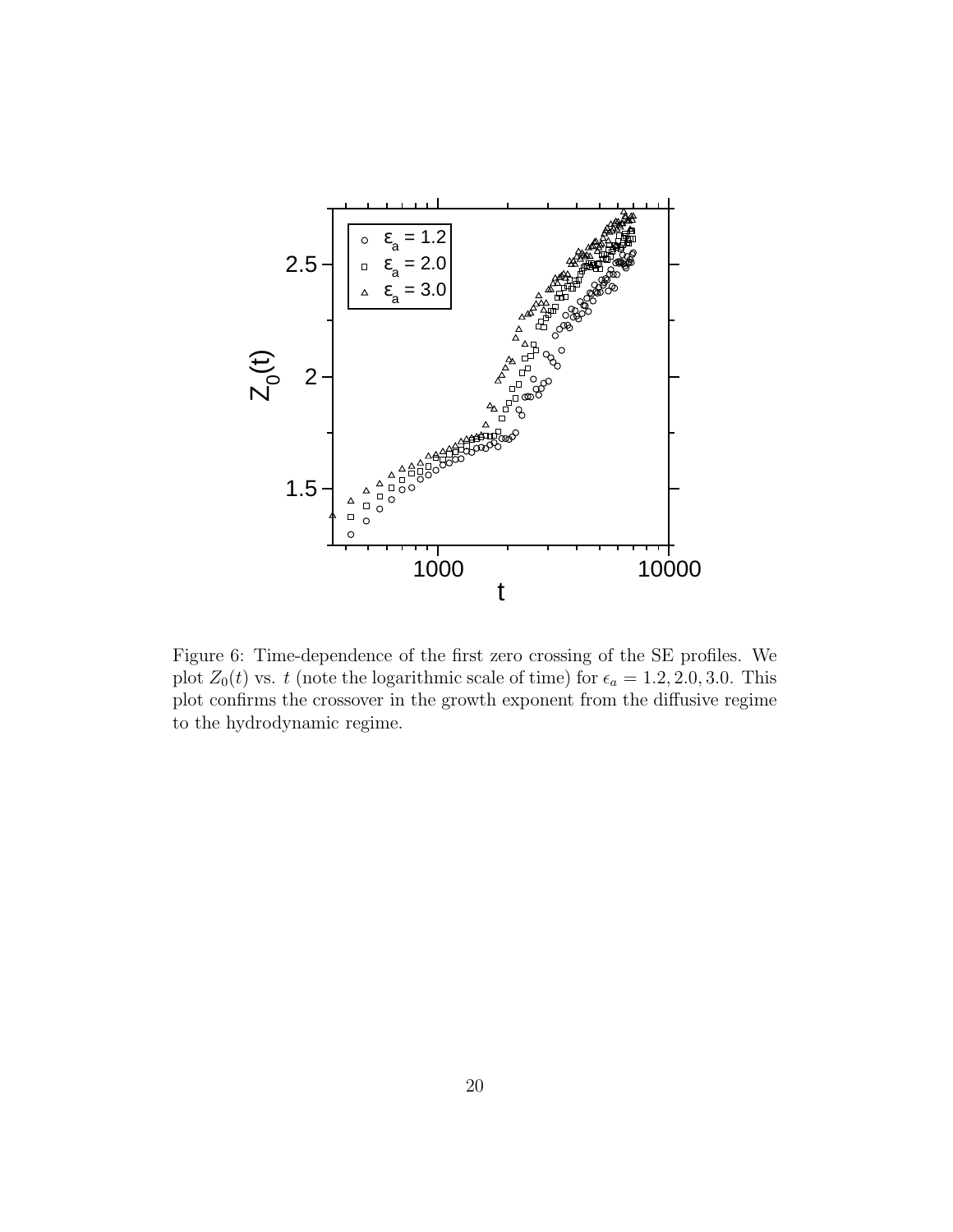$\epsilon_a$ = 1.2

$\epsilon_a$ = 2.0

$\epsilon_a$ = 3.0

$Z_0(t)$

2.5

2

1.5

1000

10000

t

Figure 6: Time-dependence of the first zero crossing of the SE profiles. We plot $Z_0(t)$ vs. $t$ (note the logarithmic scale of time) for $\epsilon_a = 1.2, 2.0, 3.0$. This plot confirms the crossover in the growth exponent from the diffusive regime to the hydrodynamic regime.